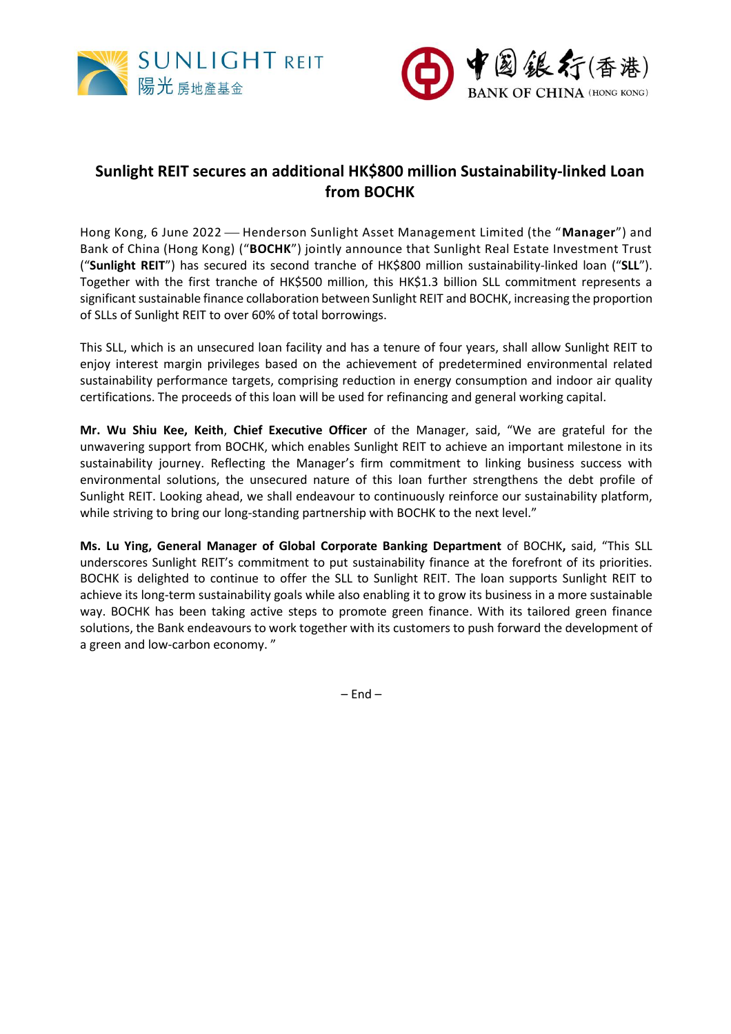# Sunlight REIT secures an additional HK$800 million Sustainability-linked Loan from BOCHK

Hong Kong, 6 June 2022 — Henderson Sunlight Asset Management Limited (the "**Manager**") and Bank of China (Hong Kong) ("**BOCHK**") jointly announce that Sunlight Real Estate Investment Trust ("**Sunlight REIT**") has secured its second tranche of HK$800 million sustainability-linked loan ("**SLL**"). Together with the first tranche of HK$500 million, this HK$1.3 billion SLL commitment represents a significant sustainable finance collaboration between Sunlight REIT and BOCHK, increasing the proportion of SLLs of Sunlight REIT to over 60% of total borrowings.

This SLL, which is an unsecured loan facility and has a tenure of four years, shall allow Sunlight REIT to enjoy interest margin privileges based on the achievement of predetermined environmental related sustainability performance targets, comprising reduction in energy consumption and indoor air quality certifications. The proceeds of this loan will be used for refinancing and general working capital.

**Mr. Wu Shiu Kee, Keith**, **Chief Executive Officer** of the Manager, said, "We are grateful for the unwavering support from BOCHK, which enables Sunlight REIT to achieve an important milestone in its sustainability journey. Reflecting the Manager's firm commitment to linking business success with environmental solutions, the unsecured nature of this loan further strengthens the debt profile of Sunlight REIT. Looking ahead, we shall endeavour to continuously reinforce our sustainability platform, while striving to bring our long-standing partnership with BOCHK to the next level."

**Ms. Lu Ying, General Manager of Global Corporate Banking Department** of BOCHK**,** said, "This SLL underscores Sunlight REIT's commitment to put sustainability finance at the forefront of its priorities. BOCHK is delighted to continue to offer the SLL to Sunlight REIT. The loan supports Sunlight REIT to achieve its long-term sustainability goals while also enabling it to grow its business in a more sustainable way. BOCHK has been taking active steps to promote green finance. With its tailored green finance solutions, the Bank endeavours to work together with its customers to push forward the development of a green and low-carbon economy. "

– End –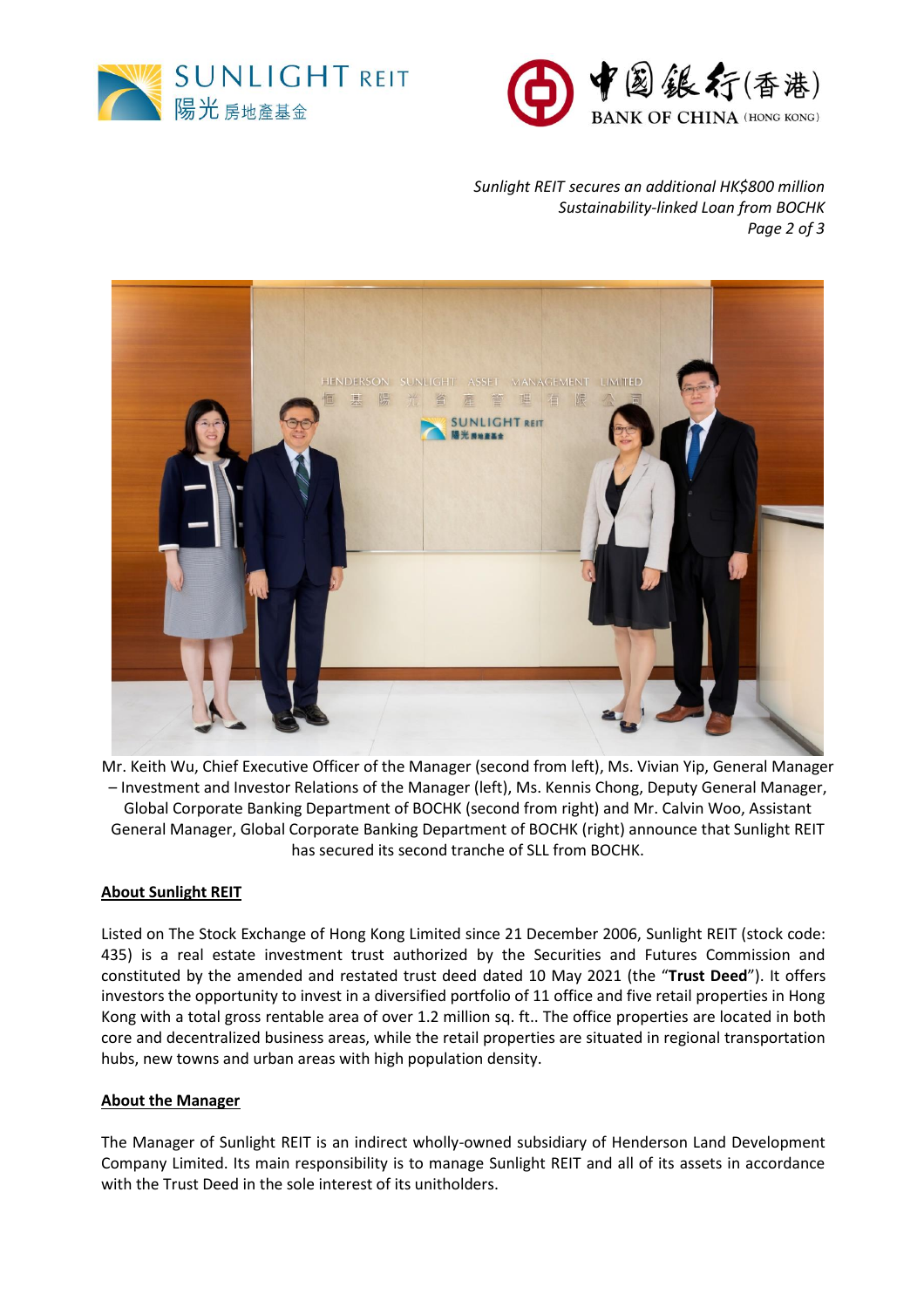Mr. Keith Wu, Chief Executive Officer of the Manager (second from left), Ms. Vivian Yip, General Manager – Investment and Investor Relations of the Manager (left), Ms. Kennis Chong, Deputy General Manager, Global Corporate Banking Department of BOCHK (second from right) and Mr. Calvin Woo, Assistant General Manager, Global Corporate Banking Department of BOCHK (right) announce that Sunlight REIT has secured its second tranche of SLL from BOCHK.

## About Sunlight REIT

Listed on The Stock Exchange of Hong Kong Limited since 21 December 2006, Sunlight REIT (stock code: 435) is a real estate investment trust authorized by the Securities and Futures Commission and constituted by the amended and restated trust deed dated 10 May 2021 (the "**Trust Deed**"). It offers investors the opportunity to invest in a diversified portfolio of 11 office and five retail properties in Hong Kong with a total gross rentable area of over 1.2 million sq. ft.. The office properties are located in both core and decentralized business areas, while the retail properties are situated in regional transportation hubs, new towns and urban areas with high population density.

## About the Manager

The Manager of Sunlight REIT is an indirect wholly-owned subsidiary of Henderson Land Development Company Limited. Its main responsibility is to manage Sunlight REIT and all of its assets in accordance with the Trust Deed in the sole interest of its unitholders.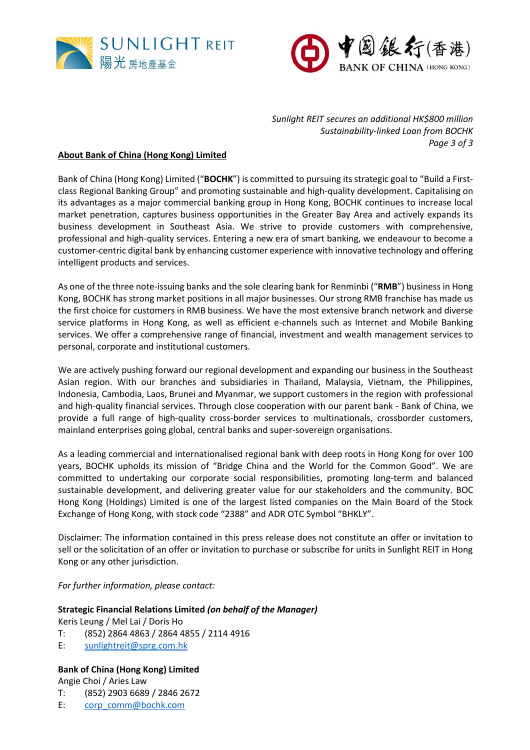## About Bank of China (Hong Kong) Limited

Bank of China (Hong Kong) Limited ("**BOCHK**") is committed to pursuing its strategic goal to "Build a First-class Regional Banking Group" and promoting sustainable and high-quality development. Capitalising on its advantages as a major commercial banking group in Hong Kong, BOCHK continues to increase local market penetration, captures business opportunities in the Greater Bay Area and actively expands its business development in Southeast Asia. We strive to provide customers with comprehensive, professional and high-quality services. Entering a new era of smart banking, we endeavour to become a customer-centric digital bank by enhancing customer experience with innovative technology and offering intelligent products and services.

As one of the three note-issuing banks and the sole clearing bank for Renminbi ("**RMB**") business in Hong Kong, BOCHK has strong market positions in all major businesses. Our strong RMB franchise has made us the first choice for customers in RMB business. We have the most extensive branch network and diverse service platforms in Hong Kong, as well as efficient e-channels such as Internet and Mobile Banking services. We offer a comprehensive range of financial, investment and wealth management services to personal, corporate and institutional customers.

We are actively pushing forward our regional development and expanding our business in the Southeast Asian region. With our branches and subsidiaries in Thailand, Malaysia, Vietnam, the Philippines, Indonesia, Cambodia, Laos, Brunei and Myanmar, we support customers in the region with professional and high-quality financial services. Through close cooperation with our parent bank - Bank of China, we provide a full range of high-quality cross-border services to multinationals, crossborder customers, mainland enterprises going global, central banks and super-sovereign organisations.

As a leading commercial and internationalised regional bank with deep roots in Hong Kong for over 100 years, BOCHK upholds its mission of "Bridge China and the World for the Common Good". We are committed to undertaking our corporate social responsibilities, promoting long-term and balanced sustainable development, and delivering greater value for our stakeholders and the community. BOC Hong Kong (Holdings) Limited is one of the largest listed companies on the Main Board of the Stock Exchange of Hong Kong, with stock code "2388" and ADR OTC Symbol "BHKLY".

Disclaimer: The information contained in this press release does not constitute an offer or invitation to sell or the solicitation of an offer or invitation to purchase or subscribe for units in Sunlight REIT in Hong Kong or any other jurisdiction.

*For further information, please contact:*

**Strategic Financial Relations Limited *(on behalf of the Manager)***
Keris Leung / Mel Lai / Doris Ho
T: (852) 2864 4863 / 2864 4855 / 2114 4916
E: sunlightreit@sprg.com.hk

**Bank of China (Hong Kong) Limited**
Angie Choi / Aries Law
T: (852) 2903 6689 / 2846 2672
E: corp_comm@bochk.com